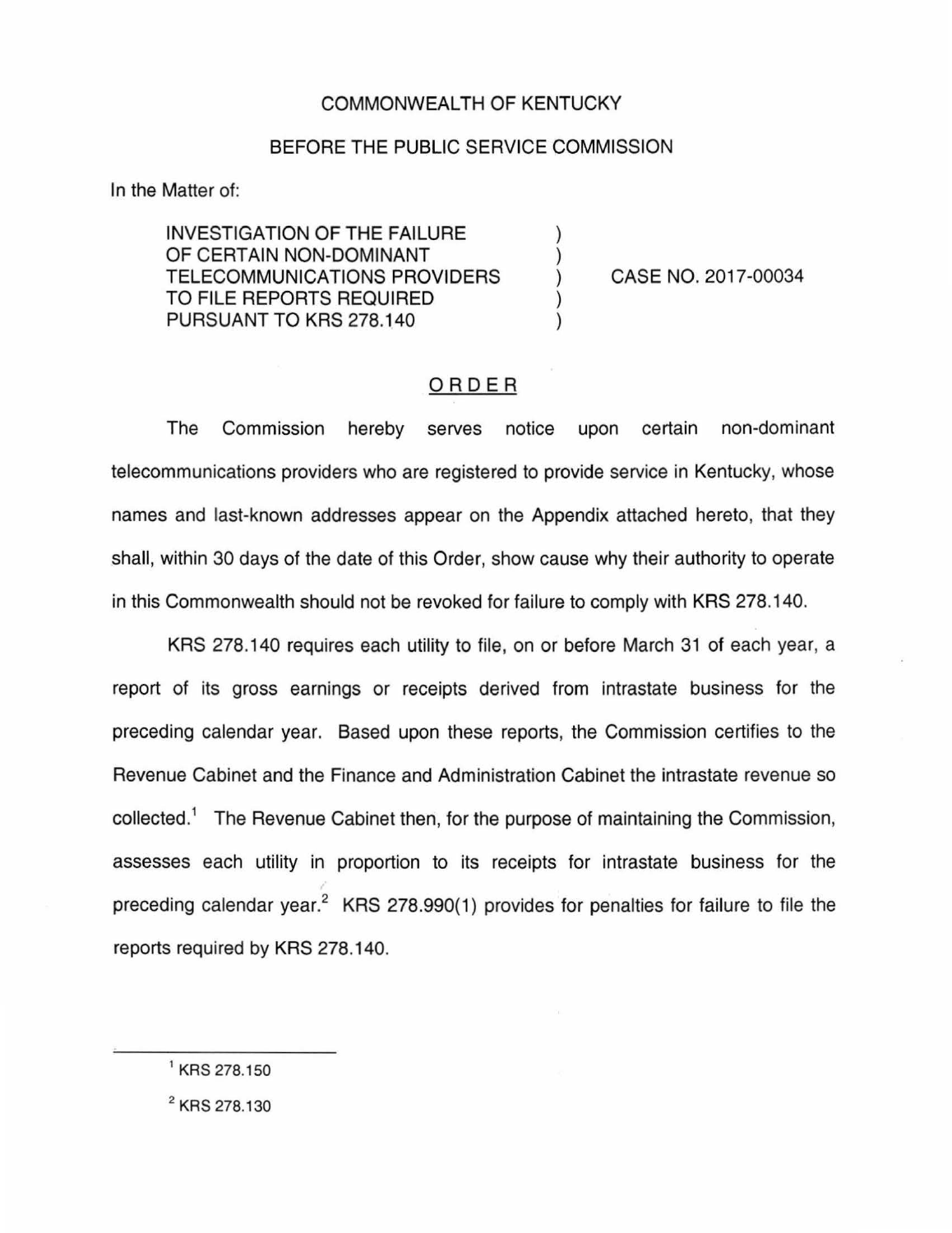COMMONWEALTH OF KENTUCKY

BEFORE THE PUBLIC SERVICE COMMISSION

In the Matter of:

INVESTIGATION OF THE FAILURE OF CERTAIN NON-DOMINANT TELECOMMUNICATIONS PROVIDERS TO FILE REPORTS REQUIRED PURSUANT TO KRS 278.140 ) CASE NO. 2017-00034

## ORDER

The Commission hereby serves notice upon certain non-dominant telecommunications providers who are registered to provide service in Kentucky, whose names and last-known addresses appear on the Appendix attached hereto, that they shall, within 30 days of the date of this Order, show cause why their authority to operate in this Commonwealth should not be revoked for failure to comply with KRS 278.140.

KRS 278.140 requires each utility to file, on or before March 31 of each year, a report of its gross earnings or receipts derived from intrastate business for the preceding calendar year. Based upon these reports, the Commission certifies to the Revenue Cabinet and the Finance and Administration Cabinet the intrastate revenue so collected.[1] The Revenue Cabinet then, for the purpose of maintaining the Commission, assesses each utility in proportion to its receipts for intrastate business for the preceding calendar year.[2] KRS 278.990(1) provides for penalties for failure to file the reports required by KRS 278.140.

---

[1] KRS 278.150

[2] KRS 278.130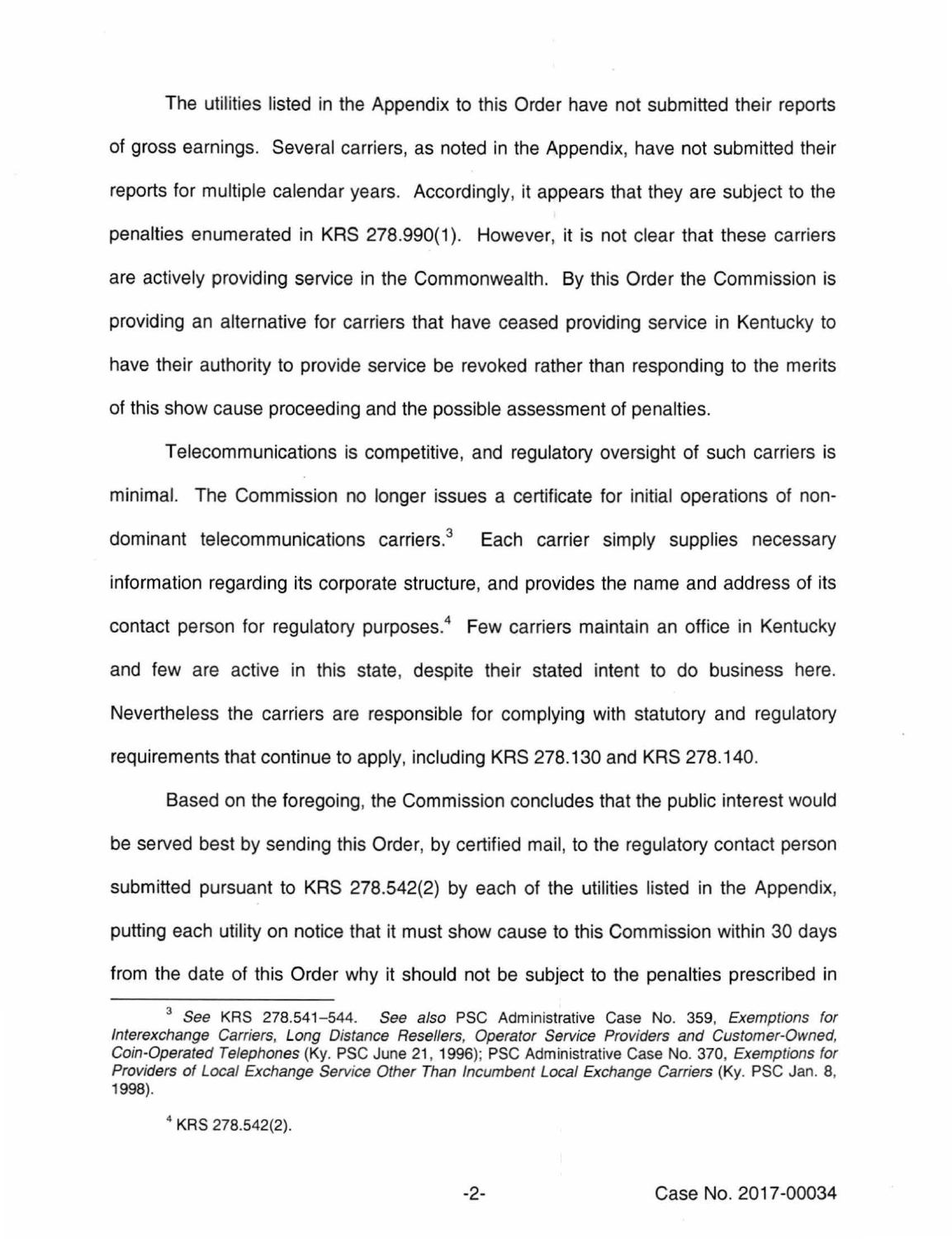The utilities listed in the Appendix to this Order have not submitted their reports of gross earnings. Several carriers, as noted in the Appendix, have not submitted their reports for multiple calendar years. Accordingly, it appears that they are subject to the penalties enumerated in KRS 278.990(1). However, it is not clear that these carriers are actively providing service in the Commonwealth. By this Order the Commission is providing an alternative for carriers that have ceased providing service in Kentucky to have their authority to provide service be revoked rather than responding to the merits of this show cause proceeding and the possible assessment of penalties.

Telecommunications is competitive, and regulatory oversight of such carriers is minimal. The Commission no longer issues a certificate for initial operations of non-dominant telecommunications carriers.[3] Each carrier simply supplies necessary information regarding its corporate structure, and provides the name and address of its contact person for regulatory purposes.[4] Few carriers maintain an office in Kentucky and few are active in this state, despite their stated intent to do business here. Nevertheless the carriers are responsible for complying with statutory and regulatory requirements that continue to apply, including KRS 278.130 and KRS 278.140.

Based on the foregoing, the Commission concludes that the public interest would be served best by sending this Order, by certified mail, to the regulatory contact person submitted pursuant to KRS 278.542(2) by each of the utilities listed in the Appendix, putting each utility on notice that it must show cause to this Commission within 30 days from the date of this Order why it should not be subject to the penalties prescribed in

---

[3] *See* KRS 278.541–544. *See also* PSC Administrative Case No. 359, *Exemptions for Interexchange Carriers, Long Distance Resellers, Operator Service Providers and Customer-Owned, Coin-Operated Telephones* (Ky. PSC June 21, 1996); PSC Administrative Case No. 370, *Exemptions for Providers of Local Exchange Service Other Than Incumbent Local Exchange Carriers* (Ky. PSC Jan. 8, 1998).

[4] KRS 278.542(2).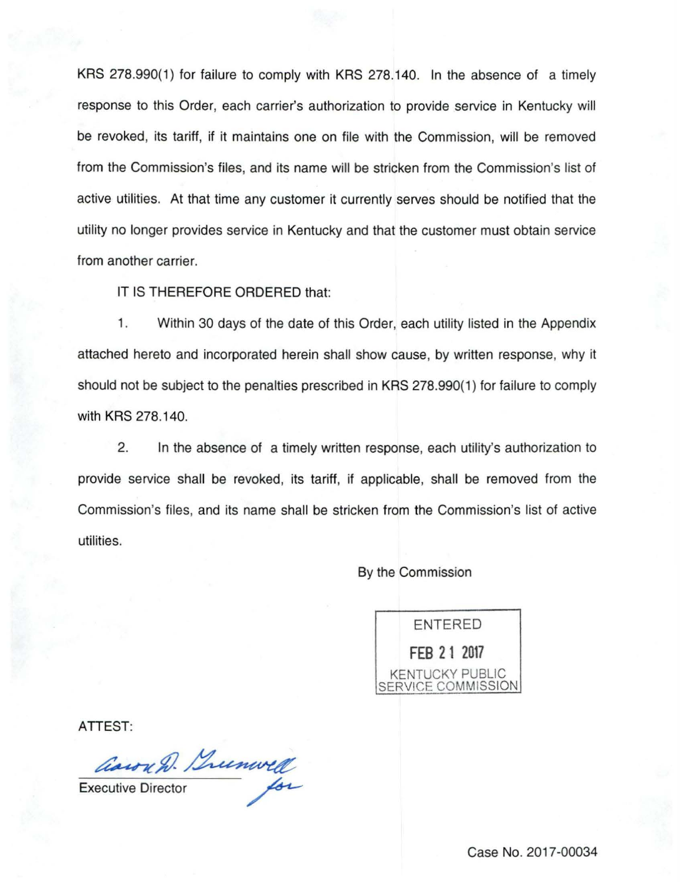KRS 278.990(1) for failure to comply with KRS 278.140. In the absence of a timely response to this Order, each carrier's authorization to provide service in Kentucky will be revoked, its tariff, if it maintains one on file with the Commission, will be removed from the Commission's files, and its name will be stricken from the Commission's list of active utilities. At that time any customer it currently serves should be notified that the utility no longer provides service in Kentucky and that the customer must obtain service from another carrier.

IT IS THEREFORE ORDERED that:

1. Within 30 days of the date of this Order, each utility listed in the Appendix attached hereto and incorporated herein shall show cause, by written response, why it should not be subject to the penalties prescribed in KRS 278.990(1) for failure to comply with KRS 278.140.

2. In the absence of a timely written response, each utility's authorization to provide service shall be revoked, its tariff, if applicable, shall be removed from the Commission's files, and its name shall be stricken from the Commission's list of active utilities.

By the Commission

ENTERED
FEB 21 2017
KENTUCKY PUBLIC SERVICE COMMISSION

ATTEST:

Aaron D. Greenwell for
Executive Director

Case No. 2017-00034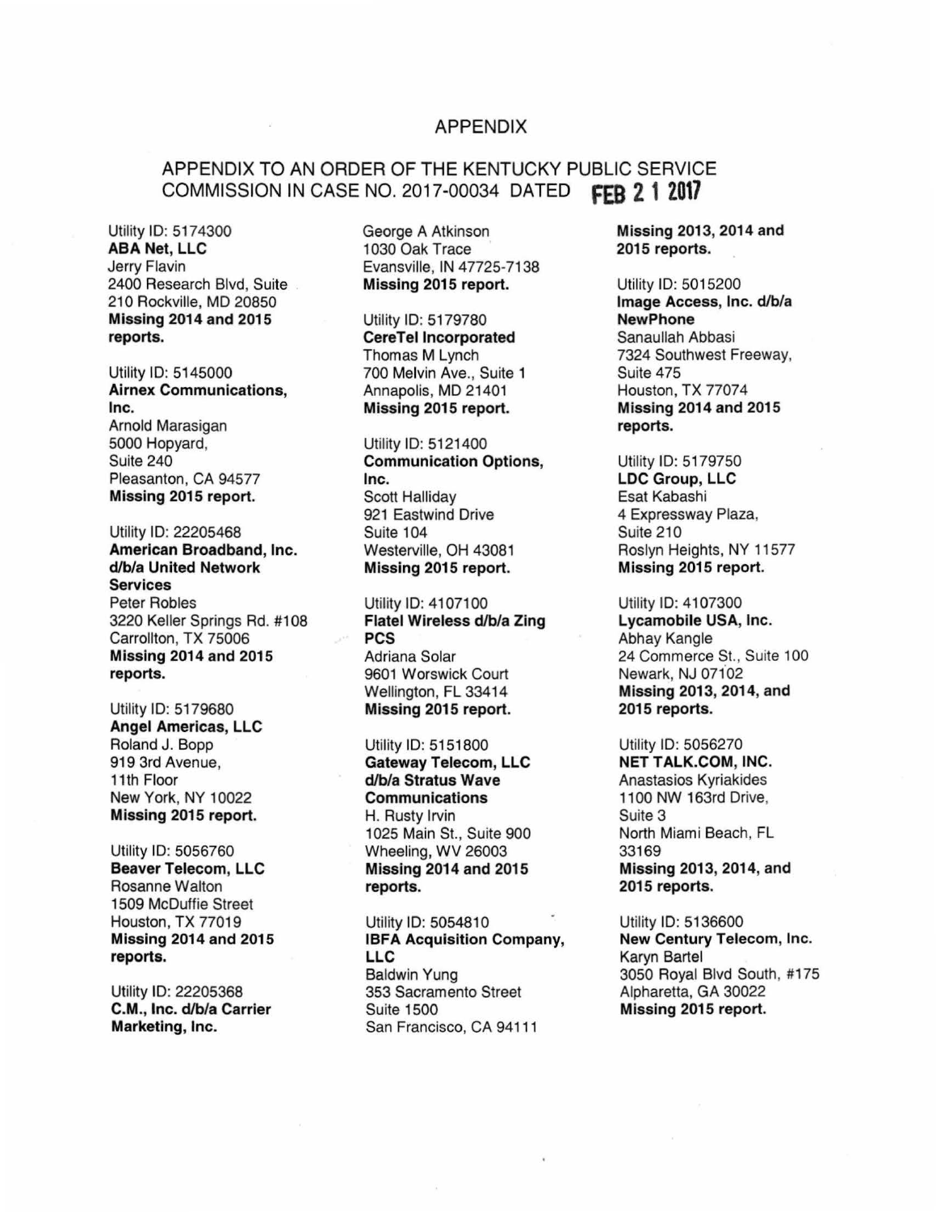## APPENDIX

## APPENDIX TO AN ORDER OF THE KENTUCKY PUBLIC SERVICE COMMISSION IN CASE NO. 2017-00034 DATED FEB 2 1 2017

Utility ID: 5174300
**ABA Net, LLC**
Jerry Flavin
2400 Research Blvd, Suite 210 Rockville, MD 20850
**Missing 2014 and 2015 reports.**

Utility ID: 5145000
**Airnex Communications, Inc.**
Arnold Marasigan
5000 Hopyard,
Suite 240
Pleasanton, CA 94577
**Missing 2015 report.**

Utility ID: 22205468
**American Broadband, Inc. d/b/a United Network Services**
Peter Robles
3220 Keller Springs Rd. #108
Carrollton, TX 75006
**Missing 2014 and 2015 reports.**

Utility ID: 5179680
**Angel Americas, LLC**
Roland J. Bopp
919 3rd Avenue,
11th Floor
New York, NY 10022
**Missing 2015 report.**

Utility ID: 5056760
**Beaver Telecom, LLC**
Rosanne Walton
1509 McDuffie Street
Houston, TX 77019
**Missing 2014 and 2015 reports.**

Utility ID: 22205368
**C.M., Inc. d/b/a Carrier Marketing, Inc.**
George A Atkinson
1030 Oak Trace
Evansville, IN 47725-7138
**Missing 2015 report.**

Utility ID: 5179780
**CereTel Incorporated**
Thomas M Lynch
700 Melvin Ave., Suite 1
Annapolis, MD 21401
**Missing 2015 report.**

Utility ID: 5121400
**Communication Options, Inc.**
Scott Halliday
921 Eastwind Drive
Suite 104
Westerville, OH 43081
**Missing 2015 report.**

Utility ID: 4107100
**Flatel Wireless d/b/a Zing PCS**
Adriana Solar
9601 Worswick Court
Wellington, FL 33414
**Missing 2015 report.**

Utility ID: 5151800
**Gateway Telecom, LLC d/b/a Stratus Wave Communications**
H. Rusty Irvin
1025 Main St., Suite 900
Wheeling, WV 26003
**Missing 2014 and 2015 reports.**

Utility ID: 5054810
**IBFA Acquisition Company, LLC**
Baldwin Yung
353 Sacramento Street
Suite 1500
San Francisco, CA 94111
**Missing 2013, 2014 and 2015 reports.**

Utility ID: 5015200
**Image Access, Inc. d/b/a NewPhone**
Sanaullah Abbasi
7324 Southwest Freeway,
Suite 475
Houston, TX 77074
**Missing 2014 and 2015 reports.**

Utility ID: 5179750
**LDC Group, LLC**
Esat Kabashi
4 Expressway Plaza,
Suite 210
Roslyn Heights, NY 11577
**Missing 2015 report.**

Utility ID: 4107300
**Lycamobile USA, Inc.**
Abhay Kangle
24 Commerce St., Suite 100
Newark, NJ 07102
**Missing 2013, 2014, and 2015 reports.**

Utility ID: 5056270
**NET TALK.COM, INC.**
Anastasios Kyriakides
1100 NW 163rd Drive,
Suite 3
North Miami Beach, FL 33169
**Missing 2013, 2014, and 2015 reports.**

Utility ID: 5136600
**New Century Telecom, Inc.**
Karyn Bartel
3050 Royal Blvd South, #175
Alpharetta, GA 30022
**Missing 2015 report.**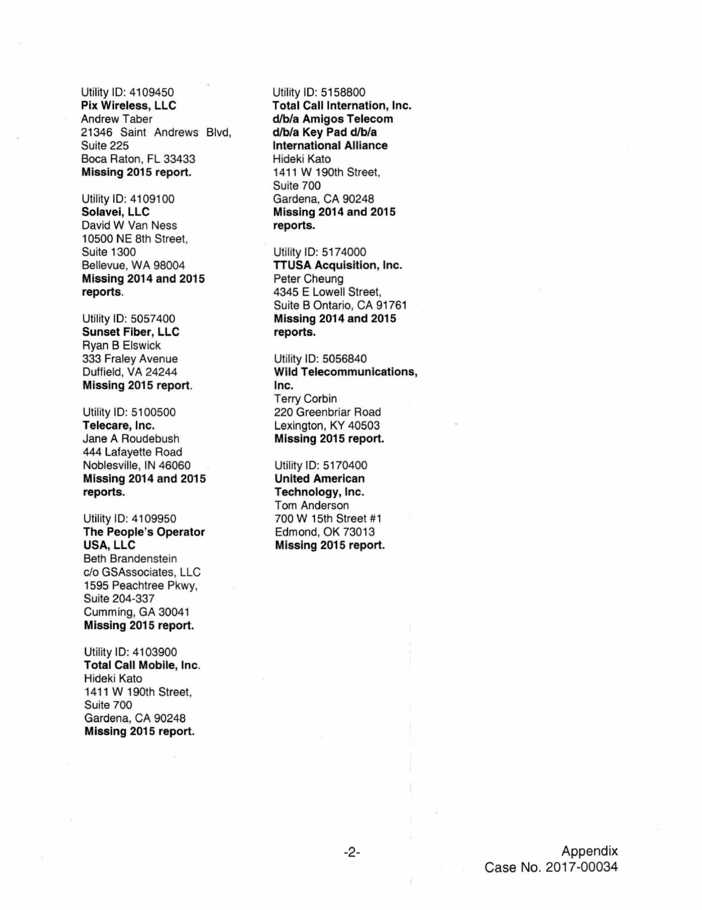Utility ID: 4109450
**Pix Wireless, LLC**
Andrew Taber
21346 Saint Andrews Blvd,
Suite 225
Boca Raton, FL 33433
**Missing 2015 report.**

Utility ID: 4109100
**Solavei, LLC**
David W Van Ness
10500 NE 8th Street,
Suite 1300
Bellevue, WA 98004
**Missing 2014 and 2015 reports.**

Utility ID: 5057400
**Sunset Fiber, LLC**
Ryan B Elswick
333 Fraley Avenue
Duffield, VA 24244
**Missing 2015 report.**

Utility ID: 5100500
**Telecare, Inc.**
Jane A Roudebush
444 Lafayette Road
Noblesville, IN 46060
**Missing 2014 and 2015 reports.**

Utility ID: 4109950
**The People's Operator USA, LLC**
Beth Brandenstein
c/o GSAssociates, LLC
1595 Peachtree Pkwy,
Suite 204-337
Cumming, GA 30041
**Missing 2015 report.**

Utility ID: 4103900
**Total Call Mobile, Inc.**
Hideki Kato
1411 W 190th Street,
Suite 700
Gardena, CA 90248
**Missing 2015 report.**

Utility ID: 5158800
**Total Call Internation, Inc. d/b/a Amigos Telecom d/b/a Key Pad d/b/a International Alliance**
Hideki Kato
1411 W 190th Street,
Suite 700
Gardena, CA 90248
**Missing 2014 and 2015 reports.**

Utility ID: 5174000
**TTUSA Acquisition, Inc.**
Peter Cheung
4345 E Lowell Street,
Suite B Ontario, CA 91761
**Missing 2014 and 2015 reports.**

Utility ID: 5056840
**Wild Telecommunications, Inc.**
Terry Corbin
220 Greenbriar Road
Lexington, KY 40503
**Missing 2015 report.**

Utility ID: 5170400
**United American Technology, Inc.**
Tom Anderson
700 W 15th Street #1
Edmond, OK 73013
**Missing 2015 report.**

Appendix
Case No. 2017-00034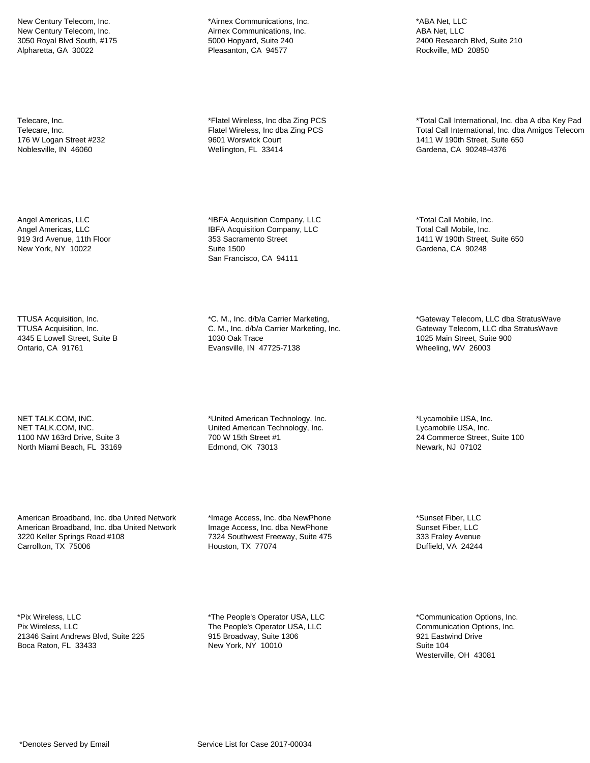New Century Telecom, Inc.
New Century Telecom, Inc.
3050 Royal Blvd South, #175
Alpharetta, GA 30022

*Airnex Communications, Inc.
Airnex Communications, Inc.
5000 Hopyard, Suite 240
Pleasanton, CA 94577

*ABA Net, LLC
ABA Net, LLC
2400 Research Blvd, Suite 210
Rockville, MD 20850

Telecare, Inc.
Telecare, Inc.
176 W Logan Street #232
Noblesville, IN 46060

*Flatel Wireless, Inc dba Zing PCS
Flatel Wireless, Inc dba Zing PCS
9601 Worswick Court
Wellington, FL 33414

*Total Call International, Inc. dba A dba Key Pad
Total Call International, Inc. dba Amigos Telecom
1411 W 190th Street, Suite 650
Gardena, CA 90248-4376

Angel Americas, LLC
Angel Americas, LLC
919 3rd Avenue, 11th Floor
New York, NY 10022

*IBFA Acquisition Company, LLC
IBFA Acquisition Company, LLC
353 Sacramento Street
Suite 1500
San Francisco, CA 94111

*Total Call Mobile, Inc.
Total Call Mobile, Inc.
1411 W 190th Street, Suite 650
Gardena, CA 90248

TTUSA Acquisition, Inc.
TTUSA Acquisition, Inc.
4345 E Lowell Street, Suite B
Ontario, CA 91761

*C. M., Inc. d/b/a Carrier Marketing,
C. M., Inc. d/b/a Carrier Marketing, Inc.
1030 Oak Trace
Evansville, IN 47725-7138

*Gateway Telecom, LLC dba StratusWave
Gateway Telecom, LLC dba StratusWave
1025 Main Street, Suite 900
Wheeling, WV 26003

NET TALK.COM, INC.
NET TALK.COM, INC.
1100 NW 163rd Drive, Suite 3
North Miami Beach, FL 33169

*United American Technology, Inc.
United American Technology, Inc.
700 W 15th Street #1
Edmond, OK 73013

*Lycamobile USA, Inc.
Lycamobile USA, Inc.
24 Commerce Street, Suite 100
Newark, NJ 07102

American Broadband, Inc. dba United Network
American Broadband, Inc. dba United Network
3220 Keller Springs Road #108
Carrollton, TX 75006

*Image Access, Inc. dba NewPhone
Image Access, Inc. dba NewPhone
7324 Southwest Freeway, Suite 475
Houston, TX 77074

*Sunset Fiber, LLC
Sunset Fiber, LLC
333 Fraley Avenue
Duffield, VA 24244

*Pix Wireless, LLC
Pix Wireless, LLC
21346 Saint Andrews Blvd, Suite 225
Boca Raton, FL 33433

*The People's Operator USA, LLC
The People's Operator USA, LLC
915 Broadway, Suite 1306
New York, NY 10010

*Communication Options, Inc.
Communication Options, Inc.
921 Eastwind Drive
Suite 104
Westerville, OH 43081

*Denotes Served by Email

Service List for Case 2017-00034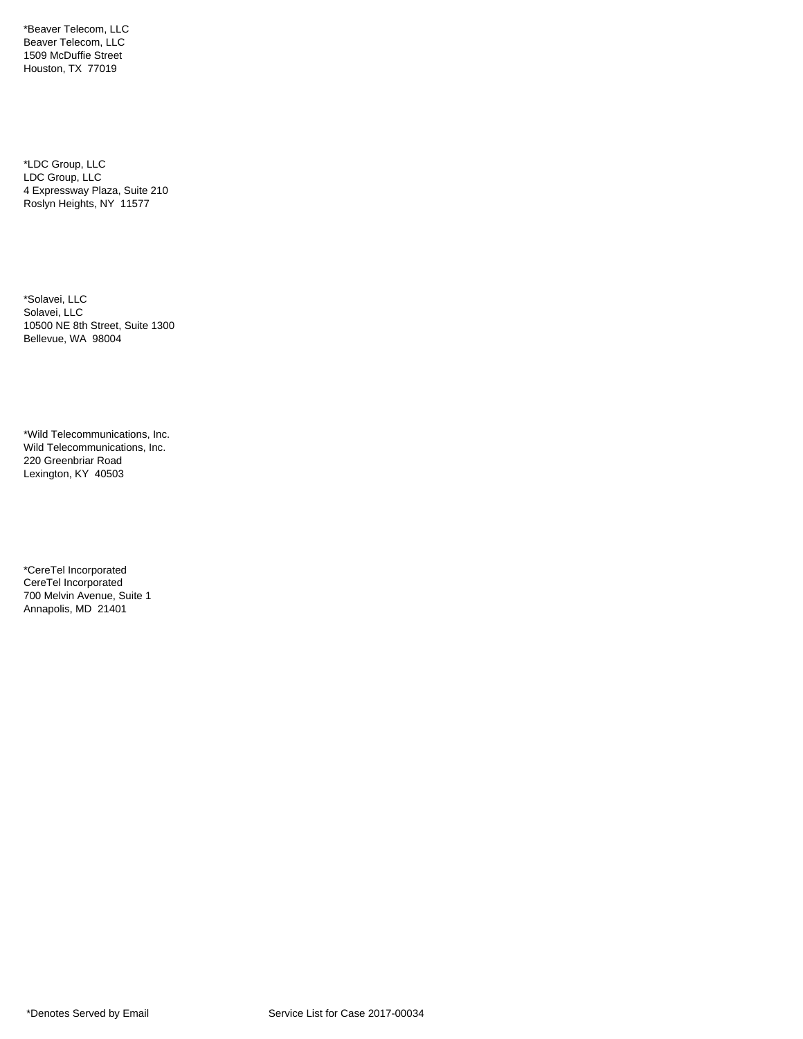*Beaver Telecom, LLC
Beaver Telecom, LLC
1509 McDuffie Street
Houston, TX  77019

*LDC Group, LLC
LDC Group, LLC
4 Expressway Plaza, Suite 210
Roslyn Heights, NY  11577

*Solavei, LLC
Solavei, LLC
10500 NE 8th Street, Suite 1300
Bellevue, WA  98004

*Wild Telecommunications, Inc.
Wild Telecommunications, Inc.
220 Greenbriar Road
Lexington, KY  40503

*CereTel Incorporated
CereTel Incorporated
700 Melvin Avenue, Suite 1
Annapolis, MD  21401

*Denotes Served by Email

Service List for Case 2017-00034